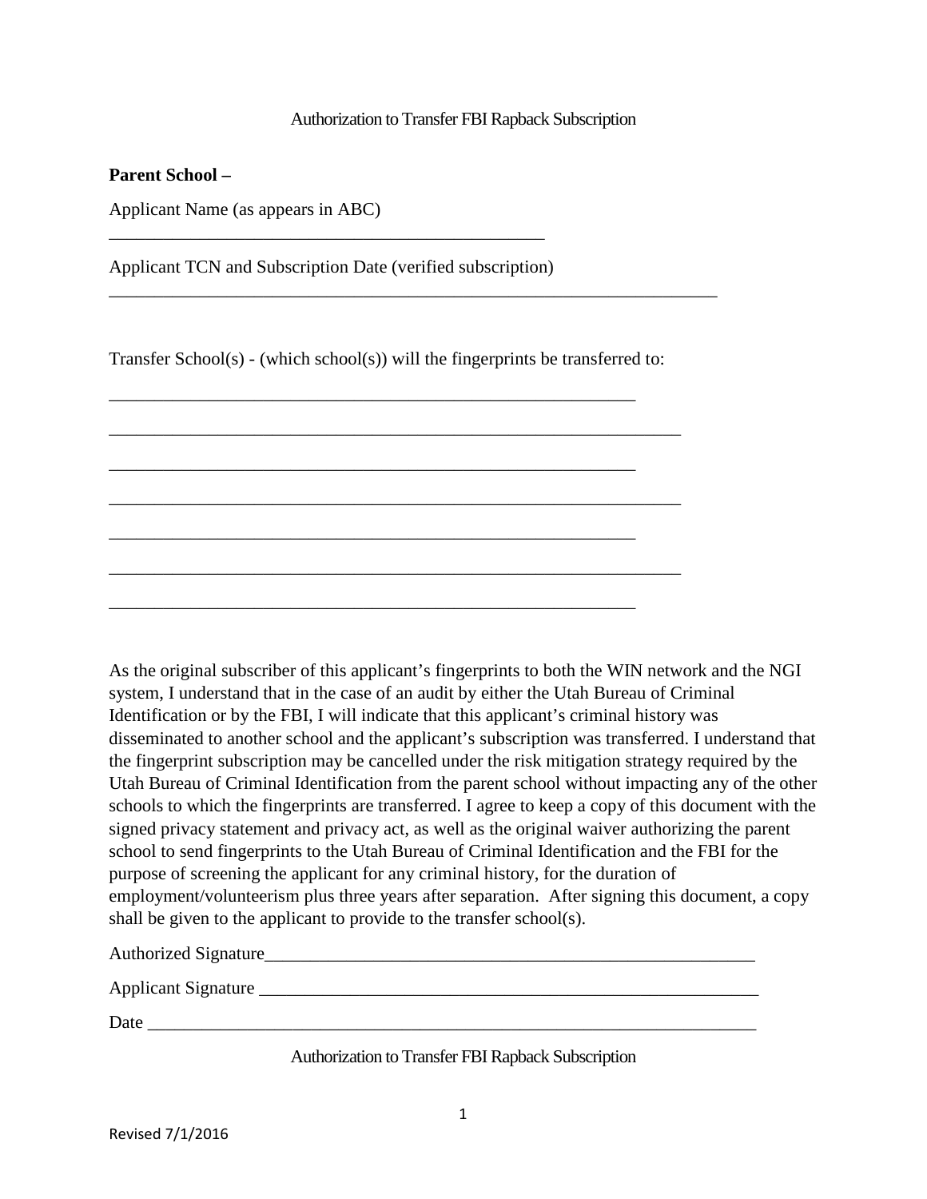# Authorization to Transfer FBI Rapback Subscription

**Parent School –**

Applicant Name (as appears in ABC)

__________________________________________________

Applicant TCN and Subscription Date (verified subscription)

______________________________________________________________________

Transfer School(s) - (which school(s)) will the fingerprints be transferred to:

____________________________________________________________

_________________________________________________________________

____________________________________________________________

_________________________________________________________________

____________________________________________________________

_________________________________________________________________

____________________________________________________________

As the original subscriber of this applicant's fingerprints to both the WIN network and the NGI system, I understand that in the case of an audit by either the Utah Bureau of Criminal Identification or by the FBI, I will indicate that this applicant's criminal history was disseminated to another school and the applicant's subscription was transferred. I understand that the fingerprint subscription may be cancelled under the risk mitigation strategy required by the Utah Bureau of Criminal Identification from the parent school without impacting any of the other schools to which the fingerprints are transferred. I agree to keep a copy of this document with the signed privacy statement and privacy act, as well as the original waiver authorizing the parent school to send fingerprints to the Utah Bureau of Criminal Identification and the FBI for the purpose of screening the applicant for any criminal history, for the duration of employment/volunteerism plus three years after separation. After signing this document, a copy shall be given to the applicant to provide to the transfer school(s).

Authorized Signature________________________________________________________

Applicant Signature _________________________________________________________

Date _____________________________________________________________________

Authorization to Transfer FBI Rapback Subscription

Revised 7/1/2016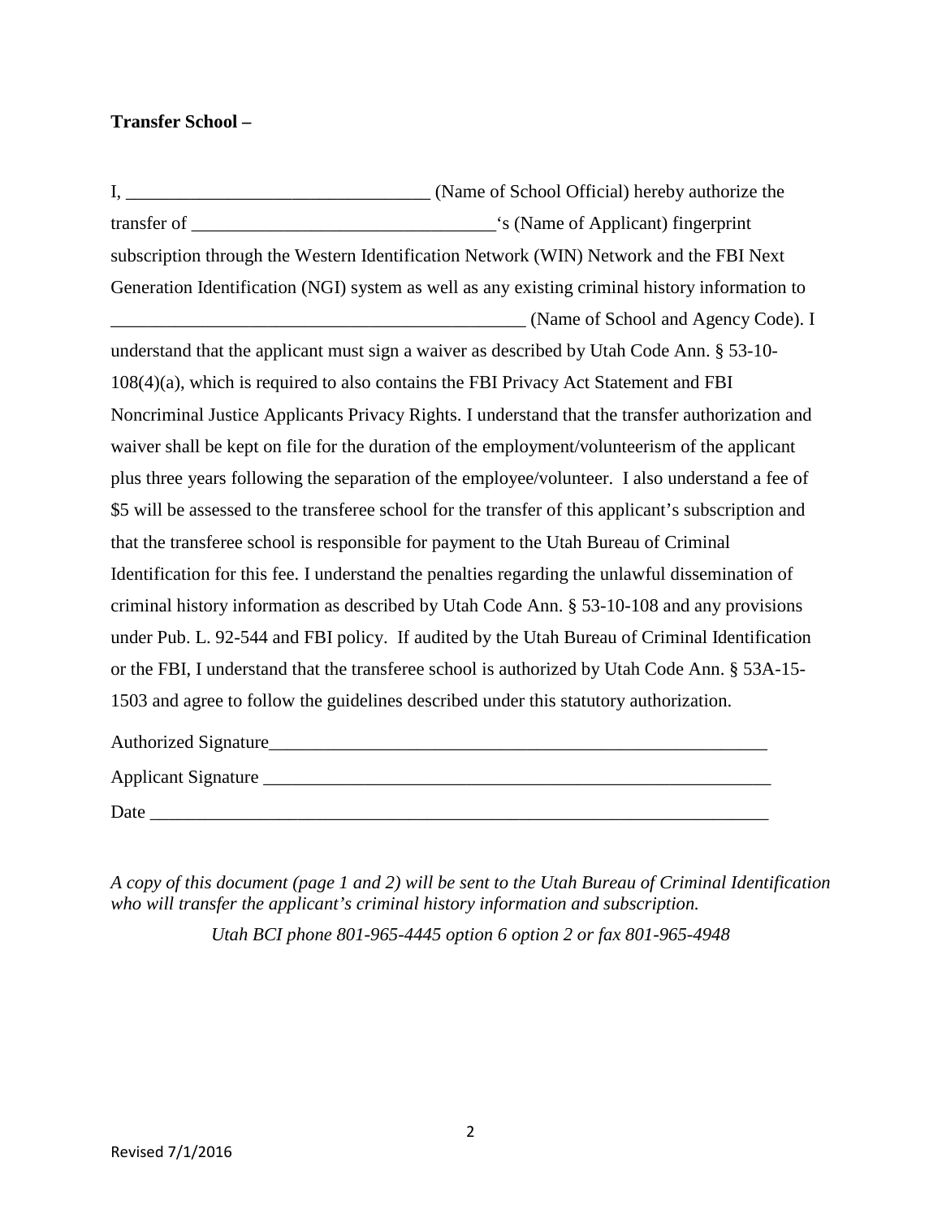**Transfer School –**

I, _________________________________ (Name of School Official) hereby authorize the transfer of _________________________________'s (Name of Applicant) fingerprint subscription through the Western Identification Network (WIN) Network and the FBI Next Generation Identification (NGI) system as well as any existing criminal history information to _______________________________________________ (Name of School and Agency Code). I understand that the applicant must sign a waiver as described by Utah Code Ann. § 53-10-108(4)(a), which is required to also contains the FBI Privacy Act Statement and FBI Noncriminal Justice Applicants Privacy Rights. I understand that the transfer authorization and waiver shall be kept on file for the duration of the employment/volunteerism of the applicant plus three years following the separation of the employee/volunteer. I also understand a fee of $5 will be assessed to the transferee school for the transfer of this applicant's subscription and that the transferee school is responsible for payment to the Utah Bureau of Criminal Identification for this fee. I understand the penalties regarding the unlawful dissemination of criminal history information as described by Utah Code Ann. § 53-10-108 and any provisions under Pub. L. 92-544 and FBI policy. If audited by the Utah Bureau of Criminal Identification or the FBI, I understand that the transferee school is authorized by Utah Code Ann. § 53A-15-1503 and agree to follow the guidelines described under this statutory authorization.

Authorized Signature_________________________________________________________

Applicant Signature __________________________________________________________

Date _____________________________________________________________________

*A copy of this document (page 1 and 2) will be sent to the Utah Bureau of Criminal Identification who will transfer the applicant's criminal history information and subscription.*

*Utah BCI phone 801-965-4445 option 6 option 2 or fax 801-965-4948*

Revised 7/1/2016